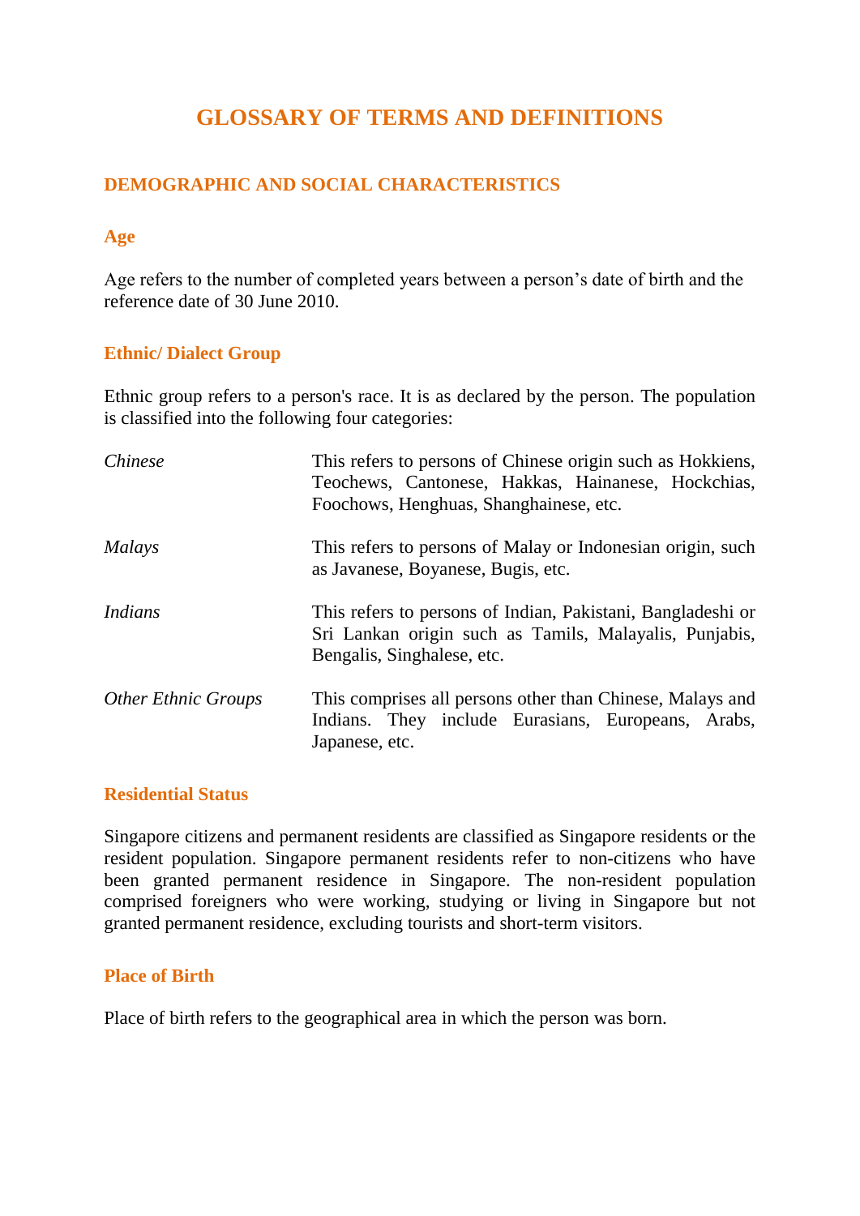# GLOSSARY OF TERMS AND DEFINITIONS

## DEMOGRAPHIC AND SOCIAL CHARACTERISTICS

### Age

Age refers to the number of completed years between a person's date of birth and the reference date of 30 June 2010.

### Ethnic/ Dialect Group

Ethnic group refers to a person's race. It is as declared by the person. The population is classified into the following four categories:

| | |
|---|---|
| *Chinese* | This refers to persons of Chinese origin such as Hokkiens, Teochews, Cantonese, Hakkas, Hainanese, Hockchias, Foochows, Henghuas, Shanghainese, etc. |
| *Malays* | This refers to persons of Malay or Indonesian origin, such as Javanese, Boyanese, Bugis, etc. |
| *Indians* | This refers to persons of Indian, Pakistani, Bangladeshi or Sri Lankan origin such as Tamils, Malayalis, Punjabis, Bengalis, Singhalese, etc. |
| *Other Ethnic Groups* | This comprises all persons other than Chinese, Malays and Indians. They include Eurasians, Europeans, Arabs, Japanese, etc. |

### Residential Status

Singapore citizens and permanent residents are classified as Singapore residents or the resident population. Singapore permanent residents refer to non-citizens who have been granted permanent residence in Singapore. The non-resident population comprised foreigners who were working, studying or living in Singapore but not granted permanent residence, excluding tourists and short-term visitors.

### Place of Birth

Place of birth refers to the geographical area in which the person was born.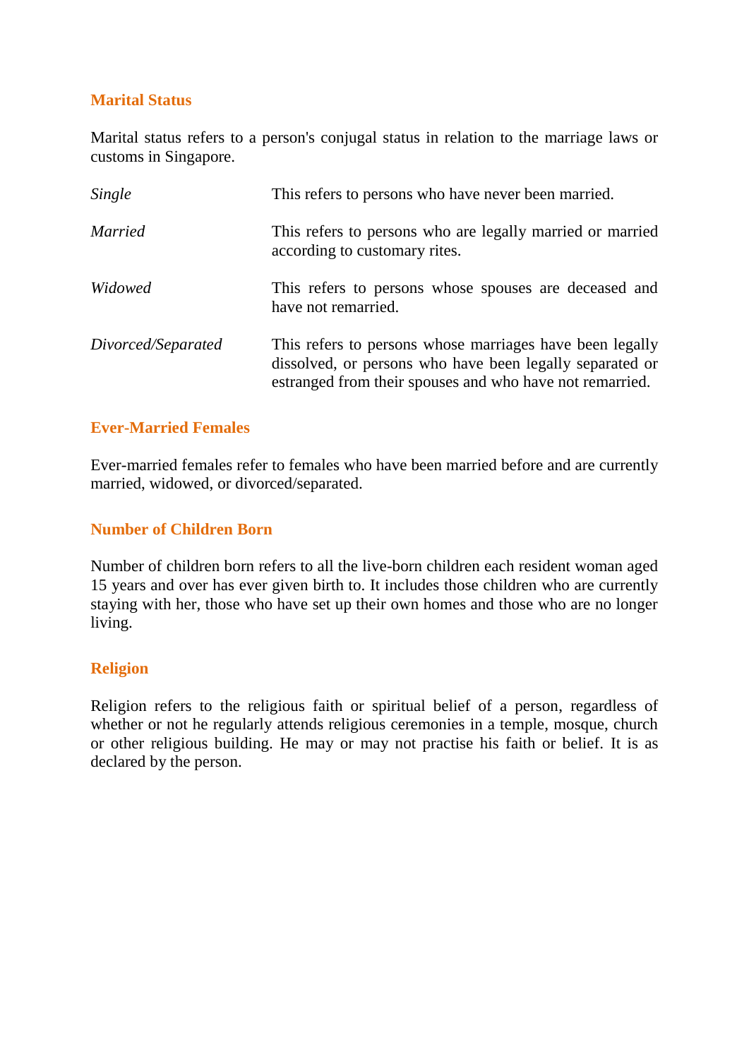## Marital Status

Marital status refers to a person's conjugal status in relation to the marriage laws or customs in Singapore.

| | |
|---|---|
| *Single* | This refers to persons who have never been married. |
| *Married* | This refers to persons who are legally married or married according to customary rites. |
| *Widowed* | This refers to persons whose spouses are deceased and have not remarried. |
| *Divorced/Separated* | This refers to persons whose marriages have been legally dissolved, or persons who have been legally separated or estranged from their spouses and who have not remarried. |

## Ever-Married Females

Ever-married females refer to females who have been married before and are currently married, widowed, or divorced/separated.

## Number of Children Born

Number of children born refers to all the live-born children each resident woman aged 15 years and over has ever given birth to. It includes those children who are currently staying with her, those who have set up their own homes and those who are no longer living.

## Religion

Religion refers to the religious faith or spiritual belief of a person, regardless of whether or not he regularly attends religious ceremonies in a temple, mosque, church or other religious building. He may or may not practise his faith or belief. It is as declared by the person.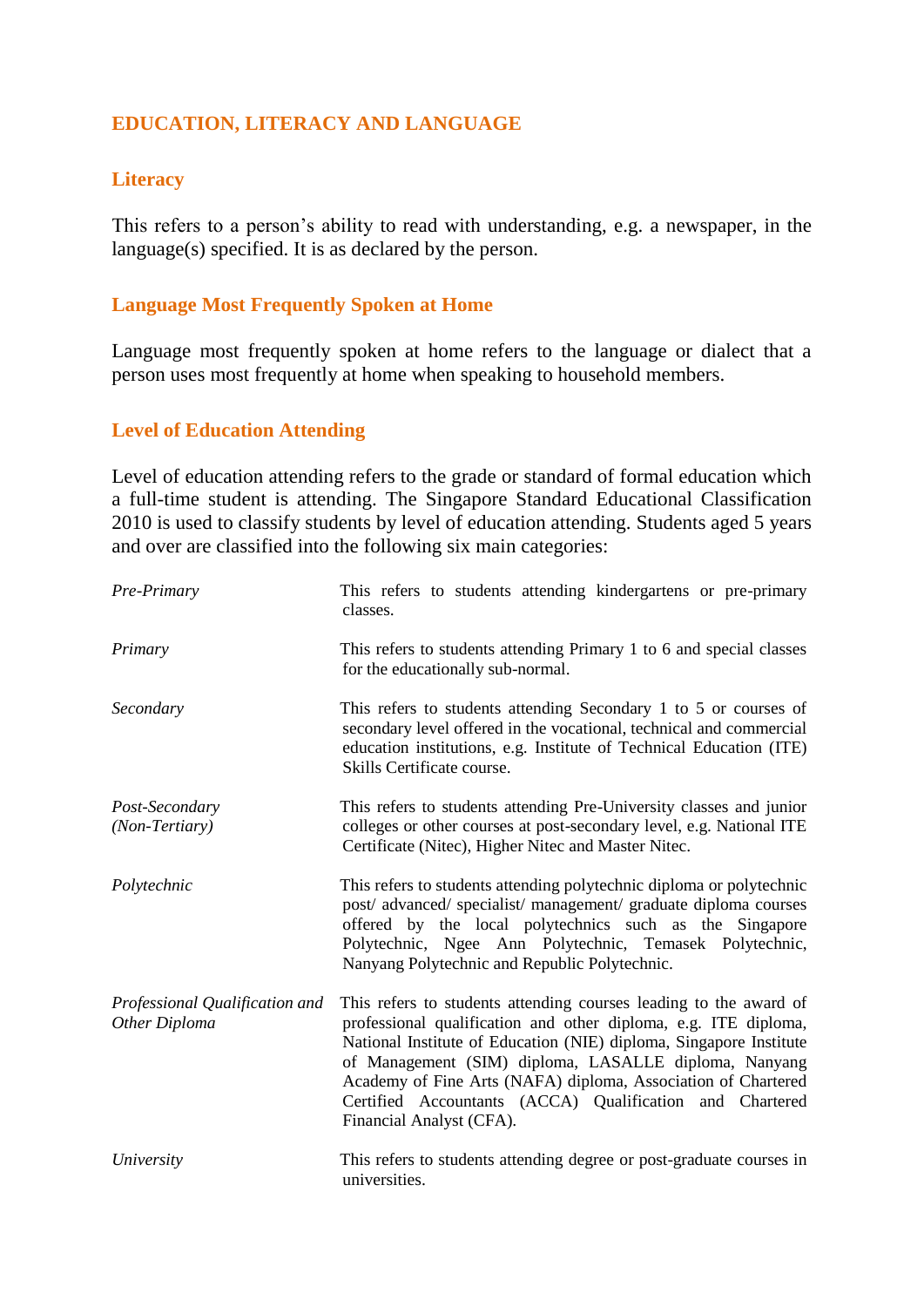## EDUCATION, LITERACY AND LANGUAGE

### Literacy

This refers to a person's ability to read with understanding, e.g. a newspaper, in the language(s) specified. It is as declared by the person.

### Language Most Frequently Spoken at Home

Language most frequently spoken at home refers to the language or dialect that a person uses most frequently at home when speaking to household members.

### Level of Education Attending

Level of education attending refers to the grade or standard of formal education which a full-time student is attending. The Singapore Standard Educational Classification 2010 is used to classify students by level of education attending. Students aged 5 years and over are classified into the following six main categories:

*Pre-Primary* — This refers to students attending kindergartens or pre-primary classes.

*Primary* — This refers to students attending Primary 1 to 6 and special classes for the educationally sub-normal.

*Secondary* — This refers to students attending Secondary 1 to 5 or courses of secondary level offered in the vocational, technical and commercial education institutions, e.g. Institute of Technical Education (ITE) Skills Certificate course.

*Post-Secondary (Non-Tertiary)* — This refers to students attending Pre-University classes and junior colleges or other courses at post-secondary level, e.g. National ITE Certificate (Nitec), Higher Nitec and Master Nitec.

*Polytechnic* — This refers to students attending polytechnic diploma or polytechnic post/ advanced/ specialist/ management/ graduate diploma courses offered by the local polytechnics such as the Singapore Polytechnic, Ngee Ann Polytechnic, Temasek Polytechnic, Nanyang Polytechnic and Republic Polytechnic.

*Professional Qualification and Other Diploma* — This refers to students attending courses leading to the award of professional qualification and other diploma, e.g. ITE diploma, National Institute of Education (NIE) diploma, Singapore Institute of Management (SIM) diploma, LASALLE diploma, Nanyang Academy of Fine Arts (NAFA) diploma, Association of Chartered Certified Accountants (ACCA) Qualification and Chartered Financial Analyst (CFA).

*University* — This refers to students attending degree or post-graduate courses in universities.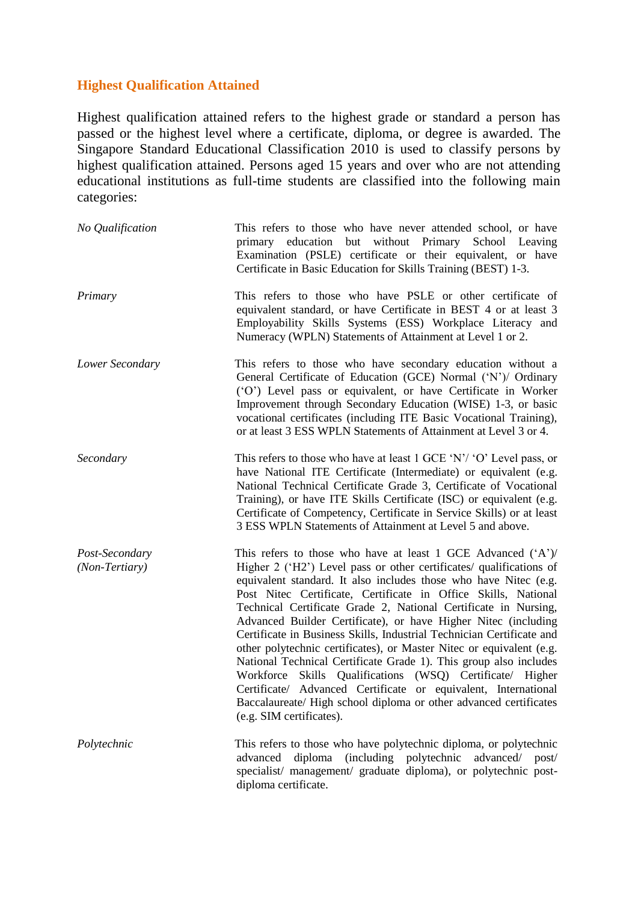## Highest Qualification Attained

Highest qualification attained refers to the highest grade or standard a person has passed or the highest level where a certificate, diploma, or degree is awarded. The Singapore Standard Educational Classification 2010 is used to classify persons by highest qualification attained. Persons aged 15 years and over who are not attending educational institutions as full-time students are classified into the following main categories:

*No Qualification*

This refers to those who have never attended school, or have primary education but without Primary School Leaving Examination (PSLE) certificate or their equivalent, or have Certificate in Basic Education for Skills Training (BEST) 1-3.

*Primary*

This refers to those who have PSLE or other certificate of equivalent standard, or have Certificate in BEST 4 or at least 3 Employability Skills Systems (ESS) Workplace Literacy and Numeracy (WPLN) Statements of Attainment at Level 1 or 2.

*Lower Secondary*

This refers to those who have secondary education without a General Certificate of Education (GCE) Normal ('N')/ Ordinary ('O') Level pass or equivalent, or have Certificate in Worker Improvement through Secondary Education (WISE) 1-3, or basic vocational certificates (including ITE Basic Vocational Training), or at least 3 ESS WPLN Statements of Attainment at Level 3 or 4.

*Secondary*

This refers to those who have at least 1 GCE 'N'/ 'O' Level pass, or have National ITE Certificate (Intermediate) or equivalent (e.g. National Technical Certificate Grade 3, Certificate of Vocational Training), or have ITE Skills Certificate (ISC) or equivalent (e.g. Certificate of Competency, Certificate in Service Skills) or at least 3 ESS WPLN Statements of Attainment at Level 5 and above.

*Post-Secondary (Non-Tertiary)*

This refers to those who have at least 1 GCE Advanced ('A')/ Higher 2 ('H2') Level pass or other certificates/ qualifications of equivalent standard. It also includes those who have Nitec (e.g. Post Nitec Certificate, Certificate in Office Skills, National Technical Certificate Grade 2, National Certificate in Nursing, Advanced Builder Certificate), or have Higher Nitec (including Certificate in Business Skills, Industrial Technician Certificate and other polytechnic certificates), or Master Nitec or equivalent (e.g. National Technical Certificate Grade 1). This group also includes Workforce Skills Qualifications (WSQ) Certificate/ Higher Certificate/ Advanced Certificate or equivalent, International Baccalaureate/ High school diploma or other advanced certificates (e.g. SIM certificates).

*Polytechnic*

This refers to those who have polytechnic diploma, or polytechnic advanced diploma (including polytechnic advanced/ post/ specialist/ management/ graduate diploma), or polytechnic post-diploma certificate.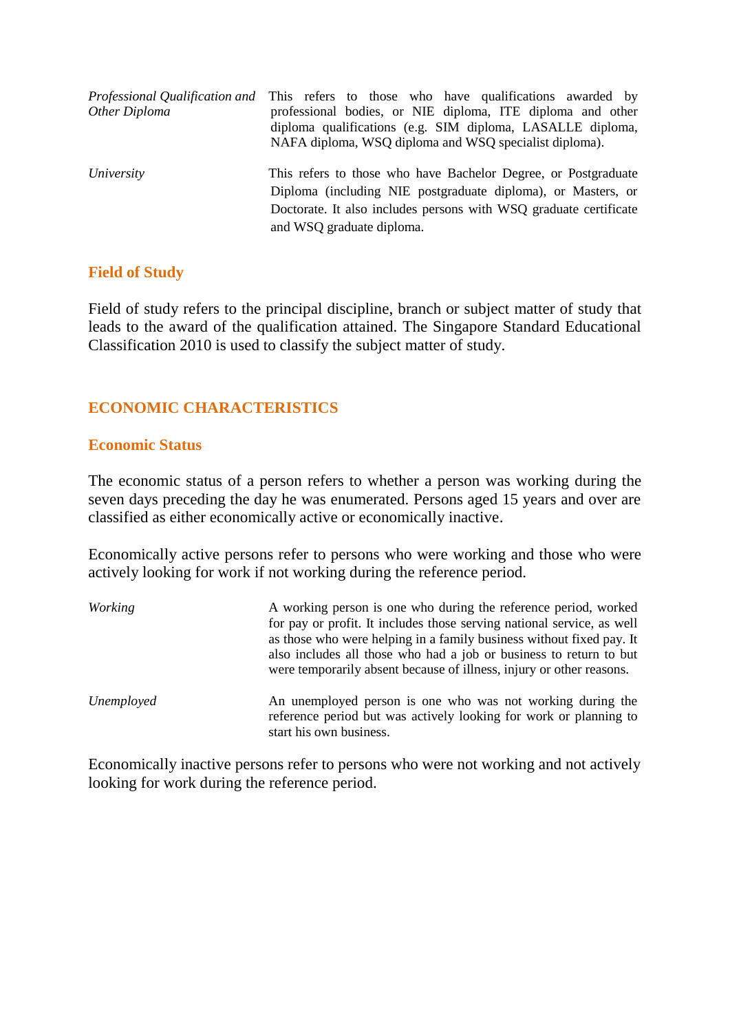| | |
|---|---|
| *Professional Qualification and Other Diploma* | This refers to those who have qualifications awarded by professional bodies, or NIE diploma, ITE diploma and other diploma qualifications (e.g. SIM diploma, LASALLE diploma, NAFA diploma, WSQ diploma and WSQ specialist diploma). |
| *University* | This refers to those who have Bachelor Degree, or Postgraduate Diploma (including NIE postgraduate diploma), or Masters, or Doctorate. It also includes persons with WSQ graduate certificate and WSQ graduate diploma. |

### Field of Study

Field of study refers to the principal discipline, branch or subject matter of study that leads to the award of the qualification attained. The Singapore Standard Educational Classification 2010 is used to classify the subject matter of study.

## ECONOMIC CHARACTERISTICS

### Economic Status

The economic status of a person refers to whether a person was working during the seven days preceding the day he was enumerated. Persons aged 15 years and over are classified as either economically active or economically inactive.

Economically active persons refer to persons who were working and those who were actively looking for work if not working during the reference period.

| | |
|---|---|
| *Working* | A working person is one who during the reference period, worked for pay or profit. It includes those serving national service, as well as those who were helping in a family business without fixed pay. It also includes all those who had a job or business to return to but were temporarily absent because of illness, injury or other reasons. |
| *Unemployed* | An unemployed person is one who was not working during the reference period but was actively looking for work or planning to start his own business. |

Economically inactive persons refer to persons who were not working and not actively looking for work during the reference period.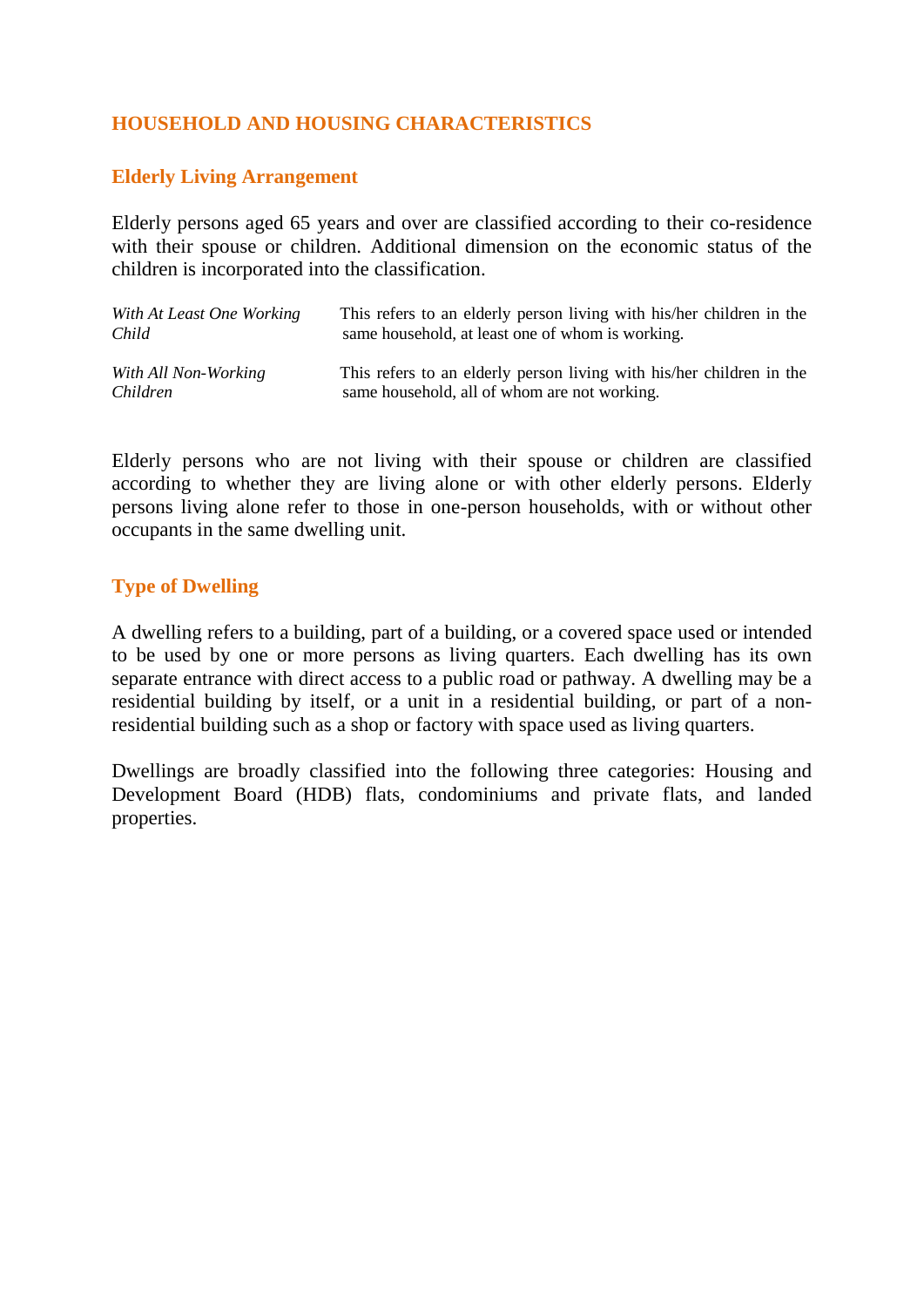## HOUSEHOLD AND HOUSING CHARACTERISTICS

### Elderly Living Arrangement

Elderly persons aged 65 years and over are classified according to their co-residence with their spouse or children. Additional dimension on the economic status of the children is incorporated into the classification.

| | |
|---|---|
| *With At Least One Working Child* | This refers to an elderly person living with his/her children in the same household, at least one of whom is working. |
| *With All Non-Working Children* | This refers to an elderly person living with his/her children in the same household, all of whom are not working. |

Elderly persons who are not living with their spouse or children are classified according to whether they are living alone or with other elderly persons. Elderly persons living alone refer to those in one-person households, with or without other occupants in the same dwelling unit.

### Type of Dwelling

A dwelling refers to a building, part of a building, or a covered space used or intended to be used by one or more persons as living quarters. Each dwelling has its own separate entrance with direct access to a public road or pathway. A dwelling may be a residential building by itself, or a unit in a residential building, or part of a non-residential building such as a shop or factory with space used as living quarters.

Dwellings are broadly classified into the following three categories: Housing and Development Board (HDB) flats, condominiums and private flats, and landed properties.